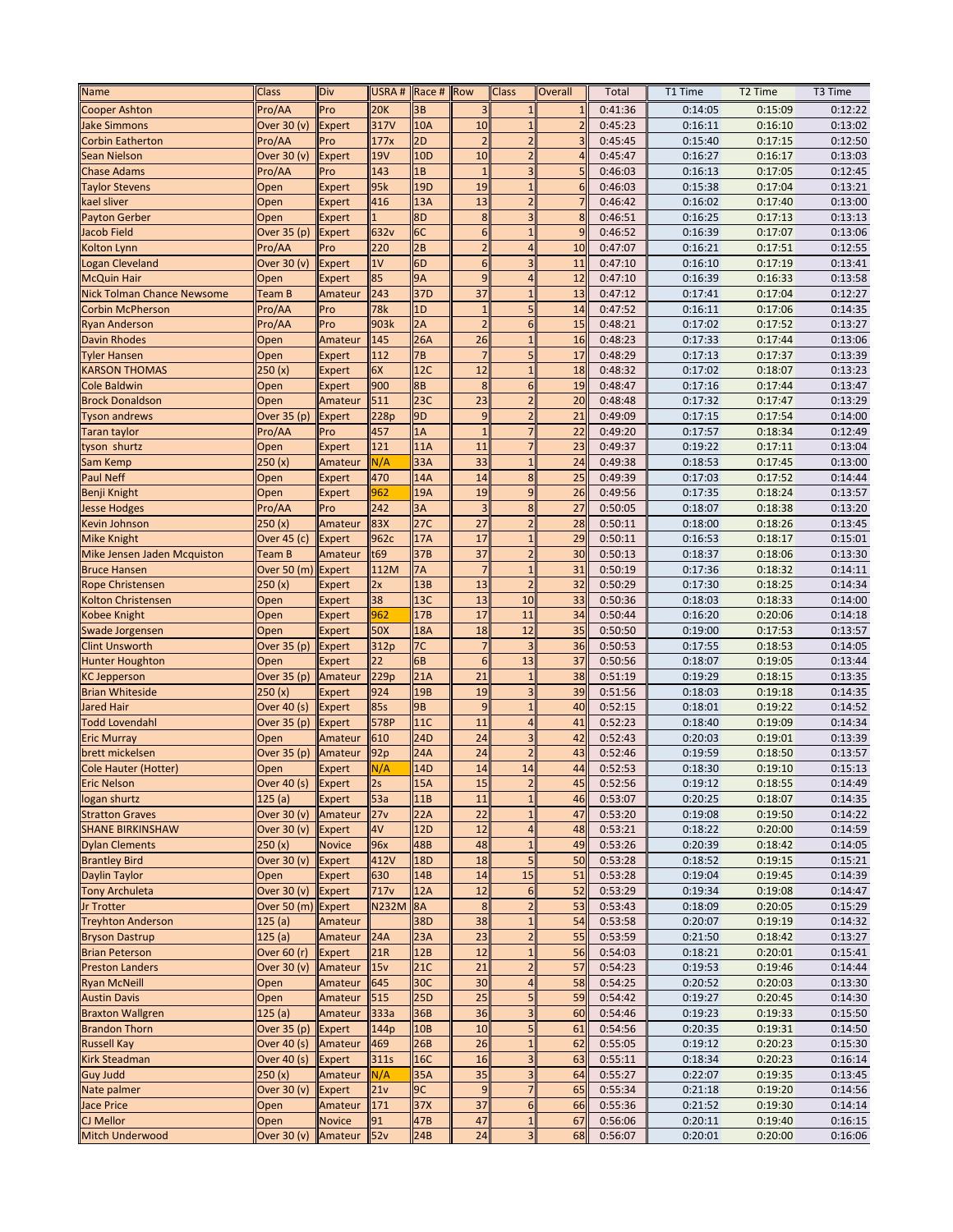| Name | Class | Div | USRA # | Race # | Row | Class | Overall | Total | T1 Time | T2 Time | T3 Time |
|---|---|---|---|---|---|---|---|---|---|---|---|
| Cooper Ashton | Pro/AA | Pro | 20K | 3B | 3 | 1 | 1 | 0:41:36 | 0:14:05 | 0:15:09 | 0:12:22 |
| Jake Simmons | Over 30 (v) | Expert | 317V | 10A | 10 | 1 | 2 | 0:45:23 | 0:16:11 | 0:16:10 | 0:13:02 |
| Corbin Eatherton | Pro/AA | Pro | 177x | 2D | 2 | 2 | 3 | 0:45:45 | 0:15:40 | 0:17:15 | 0:12:50 |
| Sean Nielson | Over 30 (v) | Expert | 19V | 10D | 10 | 2 | 4 | 0:45:47 | 0:16:27 | 0:16:17 | 0:13:03 |
| Chase Adams | Pro/AA | Pro | 143 | 1B | 1 | 3 | 5 | 0:46:03 | 0:16:13 | 0:17:05 | 0:12:45 |
| Taylor Stevens | Open | Expert | 95k | 19D | 19 | 1 | 6 | 0:46:03 | 0:15:38 | 0:17:04 | 0:13:21 |
| kael sliver | Open | Expert | 416 | 13A | 13 | 2 | 7 | 0:46:42 | 0:16:02 | 0:17:40 | 0:13:00 |
| Payton Gerber | Open | Expert | 1 | 8D | 8 | 3 | 8 | 0:46:51 | 0:16:25 | 0:17:13 | 0:13:13 |
| Jacob Field | Over 35 (p) | Expert | 632v | 6C | 6 | 1 | 9 | 0:46:52 | 0:16:39 | 0:17:07 | 0:13:06 |
| Kolton Lynn | Pro/AA | Pro | 220 | 2B | 2 | 4 | 10 | 0:47:07 | 0:16:21 | 0:17:51 | 0:12:55 |
| Logan Cleveland | Over 30 (v) | Expert | 1V | 6D | 6 | 3 | 11 | 0:47:10 | 0:16:10 | 0:17:19 | 0:13:41 |
| McQuin Hair | Open | Expert | 85 | 9A | 9 | 4 | 12 | 0:47:10 | 0:16:39 | 0:16:33 | 0:13:58 |
| Nick Tolman Chance Newsome | Team B | Amateur | 243 | 37D | 37 | 1 | 13 | 0:47:12 | 0:17:41 | 0:17:04 | 0:12:27 |
| Corbin McPherson | Pro/AA | Pro | 78k | 1D | 1 | 5 | 14 | 0:47:52 | 0:16:11 | 0:17:06 | 0:14:35 |
| Ryan Anderson | Pro/AA | Pro | 903k | 2A | 2 | 6 | 15 | 0:48:21 | 0:17:02 | 0:17:52 | 0:13:27 |
| Davin Rhodes | Open | Amateur | 145 | 26A | 26 | 1 | 16 | 0:48:23 | 0:17:33 | 0:17:44 | 0:13:06 |
| Tyler Hansen | Open | Expert | 112 | 7B | 7 | 5 | 17 | 0:48:29 | 0:17:13 | 0:17:37 | 0:13:39 |
| KARSON THOMAS | 250 (x) | Expert | 6X | 12C | 12 | 1 | 18 | 0:48:32 | 0:17:02 | 0:18:07 | 0:13:23 |
| Cole Baldwin | Open | Expert | 900 | 8B | 8 | 6 | 19 | 0:48:47 | 0:17:16 | 0:17:44 | 0:13:47 |
| Brock Donaldson | Open | Amateur | 511 | 23C | 23 | 2 | 20 | 0:48:48 | 0:17:32 | 0:17:47 | 0:13:29 |
| Tyson andrews | Over 35 (p) | Expert | 228p | 9D | 9 | 2 | 21 | 0:49:09 | 0:17:15 | 0:17:54 | 0:14:00 |
| Taran taylor | Pro/AA | Pro | 457 | 1A | 1 | 7 | 22 | 0:49:20 | 0:17:57 | 0:18:34 | 0:12:49 |
| tyson shurtz | Open | Expert | 121 | 11A | 11 | 7 | 23 | 0:49:37 | 0:19:22 | 0:17:11 | 0:13:04 |
| Sam Kemp | 250 (x) | Amateur | N/A | 33A | 33 | 1 | 24 | 0:49:38 | 0:18:53 | 0:17:45 | 0:13:00 |
| Paul Neff | Open | Expert | 470 | 14A | 14 | 8 | 25 | 0:49:39 | 0:17:03 | 0:17:52 | 0:14:44 |
| Benji Knight | Open | Expert | 962 | 19A | 19 | 9 | 26 | 0:49:56 | 0:17:35 | 0:18:24 | 0:13:57 |
| Jesse Hodges | Pro/AA | Pro | 242 | 3A | 3 | 8 | 27 | 0:50:05 | 0:18:07 | 0:18:38 | 0:13:20 |
| Kevin Johnson | 250 (x) | Amateur | 83X | 27C | 27 | 2 | 28 | 0:50:11 | 0:18:00 | 0:18:26 | 0:13:45 |
| Mike Knight | Over 45 (c) | Expert | 962c | 17A | 17 | 1 | 29 | 0:50:11 | 0:16:53 | 0:18:17 | 0:15:01 |
| Mike Jensen Jaden Mcquiston | Team B | Amateur | t69 | 37B | 37 | 2 | 30 | 0:50:13 | 0:18:37 | 0:18:06 | 0:13:30 |
| Bruce Hansen | Over 50 (m) | Expert | 112M | 7A | 7 | 1 | 31 | 0:50:19 | 0:17:36 | 0:18:32 | 0:14:11 |
| Rope Christensen | 250 (x) | Expert | 2x | 13B | 13 | 2 | 32 | 0:50:29 | 0:17:30 | 0:18:25 | 0:14:34 |
| Kolton Christensen | Open | Expert | 38 | 13C | 13 | 10 | 33 | 0:50:36 | 0:18:03 | 0:18:33 | 0:14:00 |
| Kobee Knight | Open | Expert | 962 | 17B | 17 | 11 | 34 | 0:50:44 | 0:16:20 | 0:20:06 | 0:14:18 |
| Swade Jorgensen | Open | Expert | 50X | 18A | 18 | 12 | 35 | 0:50:50 | 0:19:00 | 0:17:53 | 0:13:57 |
| Clint Unsworth | Over 35 (p) | Expert | 312p | 7C | 7 | 3 | 36 | 0:50:53 | 0:17:55 | 0:18:53 | 0:14:05 |
| Hunter Houghton | Open | Expert | 22 | 6B | 6 | 13 | 37 | 0:50:56 | 0:18:07 | 0:19:05 | 0:13:44 |
| KC Jepperson | Over 35 (p) | Amateur | 229p | 21A | 21 | 1 | 38 | 0:51:19 | 0:19:29 | 0:18:15 | 0:13:35 |
| Brian Whiteside | 250 (x) | Expert | 924 | 19B | 19 | 3 | 39 | 0:51:56 | 0:18:03 | 0:19:18 | 0:14:35 |
| Jared Hair | Over 40 (s) | Expert | 85s | 9B | 9 | 1 | 40 | 0:52:15 | 0:18:01 | 0:19:22 | 0:14:52 |
| Todd Lovendahl | Over 35 (p) | Expert | 578P | 11C | 11 | 4 | 41 | 0:52:23 | 0:18:40 | 0:19:09 | 0:14:34 |
| Eric Murray | Open | Amateur | 610 | 24D | 24 | 3 | 42 | 0:52:43 | 0:20:03 | 0:19:01 | 0:13:39 |
| brett mickelsen | Over 35 (p) | Amateur | 92p | 24A | 24 | 2 | 43 | 0:52:46 | 0:19:59 | 0:18:50 | 0:13:57 |
| Cole Hauter (Hotter) | Open | Expert | N/A | 14D | 14 | 14 | 44 | 0:52:53 | 0:18:30 | 0:19:10 | 0:15:13 |
| Eric Nelson | Over 40 (s) | Expert | 2s | 15A | 15 | 2 | 45 | 0:52:56 | 0:19:12 | 0:18:55 | 0:14:49 |
| logan shurtz | 125 (a) | Expert | 53a | 11B | 11 | 1 | 46 | 0:53:07 | 0:20:25 | 0:18:07 | 0:14:35 |
| Stratton Graves | Over 30 (v) | Amateur | 27v | 22A | 22 | 1 | 47 | 0:53:20 | 0:19:08 | 0:19:50 | 0:14:22 |
| SHANE BIRKINSHAW | Over 30 (v) | Expert | 4V | 12D | 12 | 4 | 48 | 0:53:21 | 0:18:22 | 0:20:00 | 0:14:59 |
| Dylan Clements | 250 (x) | Novice | 96x | 48B | 48 | 1 | 49 | 0:53:26 | 0:20:39 | 0:18:42 | 0:14:05 |
| Brantley Bird | Over 30 (v) | Expert | 412V | 18D | 18 | 5 | 50 | 0:53:28 | 0:18:52 | 0:19:15 | 0:15:21 |
| Daylin Taylor | Open | Expert | 630 | 14B | 14 | 15 | 51 | 0:53:28 | 0:19:04 | 0:19:45 | 0:14:39 |
| Tony Archuleta | Over 30 (v) | Expert | 717v | 12A | 12 | 6 | 52 | 0:53:29 | 0:19:34 | 0:19:08 | 0:14:47 |
| Jr Trotter | Over 50 (m) | Expert | N232M | 8A | 8 | 2 | 53 | 0:53:43 | 0:18:09 | 0:20:05 | 0:15:29 |
| Treyhton Anderson | 125 (a) | Amateur | | 38D | 38 | 1 | 54 | 0:53:58 | 0:20:07 | 0:19:19 | 0:14:32 |
| Bryson Dastrup | 125 (a) | Amateur | 24A | 23A | 23 | 2 | 55 | 0:53:59 | 0:21:50 | 0:18:42 | 0:13:27 |
| Brian Peterson | Over 60 (r) | Expert | 21R | 12B | 12 | 1 | 56 | 0:54:03 | 0:18:21 | 0:20:01 | 0:15:41 |
| Preston Landers | Over 30 (v) | Amateur | 15v | 21C | 21 | 2 | 57 | 0:54:23 | 0:19:53 | 0:19:46 | 0:14:44 |
| Ryan McNeill | Open | Amateur | 645 | 30C | 30 | 4 | 58 | 0:54:25 | 0:20:52 | 0:20:03 | 0:13:30 |
| Austin Davis | Open | Amateur | 515 | 25D | 25 | 5 | 59 | 0:54:42 | 0:19:27 | 0:20:45 | 0:14:30 |
| Braxton Wallgren | 125 (a) | Amateur | 333a | 36B | 36 | 3 | 60 | 0:54:46 | 0:19:23 | 0:19:33 | 0:15:50 |
| Brandon Thorn | Over 35 (p) | Expert | 144p | 10B | 10 | 5 | 61 | 0:54:56 | 0:20:35 | 0:19:31 | 0:14:50 |
| Russell Kay | Over 40 (s) | Amateur | 469 | 26B | 26 | 1 | 62 | 0:55:05 | 0:19:12 | 0:20:23 | 0:15:30 |
| Kirk Steadman | Over 40 (s) | Expert | 311s | 16C | 16 | 3 | 63 | 0:55:11 | 0:18:34 | 0:20:23 | 0:16:14 |
| Guy Judd | 250 (x) | Amateur | N/A | 35A | 35 | 3 | 64 | 0:55:27 | 0:22:07 | 0:19:35 | 0:13:45 |
| Nate palmer | Over 30 (v) | Expert | 21v | 9C | 9 | 7 | 65 | 0:55:34 | 0:21:18 | 0:19:20 | 0:14:56 |
| Jace Price | Open | Amateur | 171 | 37X | 37 | 6 | 66 | 0:55:36 | 0:21:52 | 0:19:30 | 0:14:14 |
| CJ Mellor | Open | Novice | 91 | 47B | 47 | 1 | 67 | 0:56:06 | 0:20:11 | 0:19:40 | 0:16:15 |
| Mitch Underwood | Over 30 (v) | Amateur | 52v | 24B | 24 | 3 | 68 | 0:56:07 | 0:20:01 | 0:20:00 | 0:16:06 |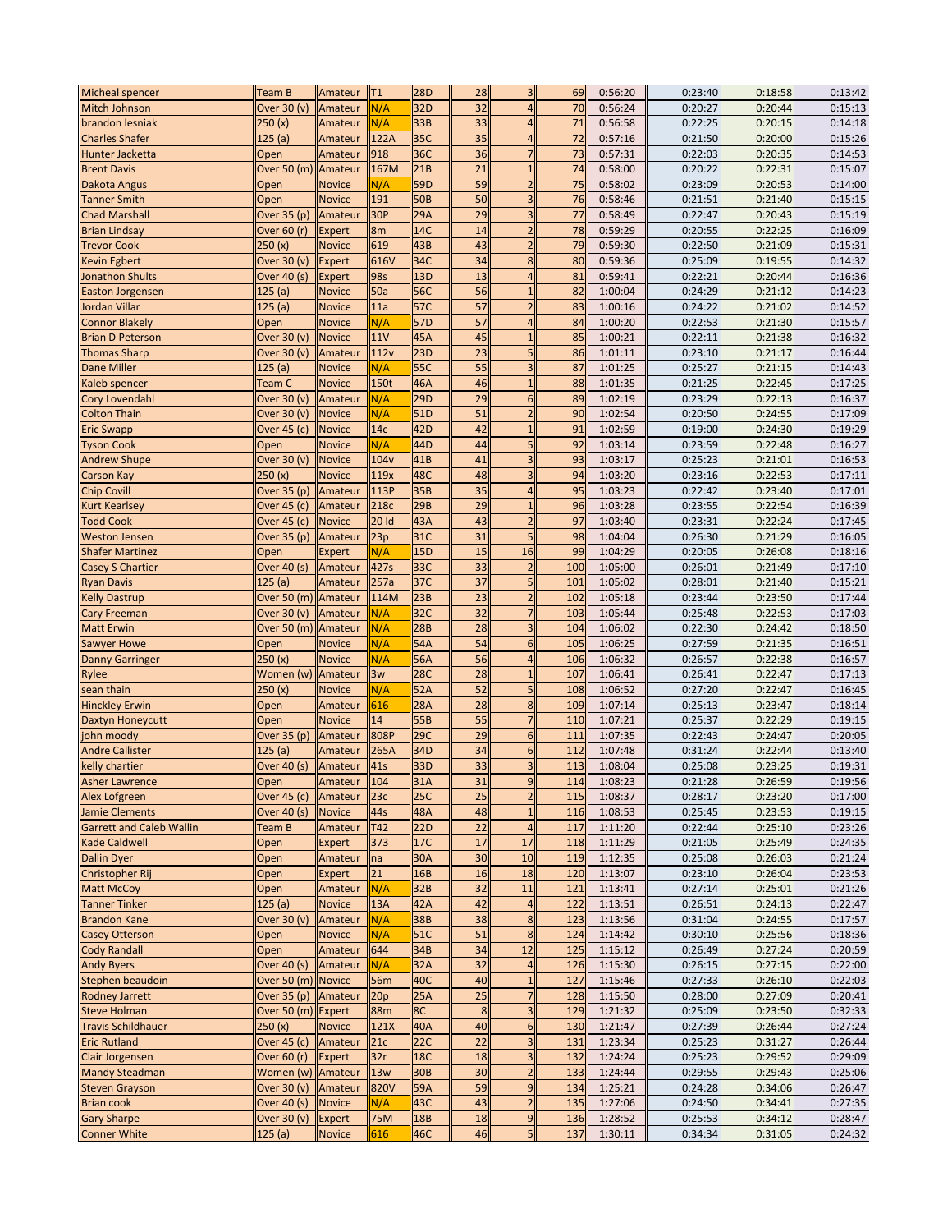| | | | | | | | | | | | |
|---|---|---|---|---|---|---|---|---|---|---|---|
| Micheal spencer | Team B | Amateur | T1 | 28D | 28 | 3 | 69 | 0:56:20 | 0:23:40 | 0:18:58 | 0:13:42 |
| Mitch Johnson | Over 30 (v) | Amateur | N/A | 32D | 32 | 4 | 70 | 0:56:24 | 0:20:27 | 0:20:44 | 0:15:13 |
| brandon lesniak | 250 (x) | Amateur | N/A | 33B | 33 | 4 | 71 | 0:56:58 | 0:22:25 | 0:20:15 | 0:14:18 |
| Charles Shafer | 125 (a) | Amateur | 122A | 35C | 35 | 4 | 72 | 0:57:16 | 0:21:50 | 0:20:00 | 0:15:26 |
| Hunter Jacketta | Open | Amateur | 918 | 36C | 36 | 7 | 73 | 0:57:31 | 0:22:03 | 0:20:35 | 0:14:53 |
| Brent Davis | Over 50 (m) | Amateur | 167M | 21B | 21 | 1 | 74 | 0:58:00 | 0:20:22 | 0:22:31 | 0:15:07 |
| Dakota Angus | Open | Novice | N/A | 59D | 59 | 2 | 75 | 0:58:02 | 0:23:09 | 0:20:53 | 0:14:00 |
| Tanner Smith | Open | Novice | 191 | 50B | 50 | 3 | 76 | 0:58:46 | 0:21:51 | 0:21:40 | 0:15:15 |
| Chad Marshall | Over 35 (p) | Amateur | 30P | 29A | 29 | 3 | 77 | 0:58:49 | 0:22:47 | 0:20:43 | 0:15:19 |
| Brian Lindsay | Over 60 (r) | Expert | 8m | 14C | 14 | 2 | 78 | 0:59:29 | 0:20:55 | 0:22:25 | 0:16:09 |
| Trevor Cook | 250 (x) | Novice | 619 | 43B | 43 | 2 | 79 | 0:59:30 | 0:22:50 | 0:21:09 | 0:15:31 |
| Kevin Egbert | Over 30 (v) | Expert | 616V | 34C | 34 | 8 | 80 | 0:59:36 | 0:25:09 | 0:19:55 | 0:14:32 |
| Jonathon Shults | Over 40 (s) | Expert | 98s | 13D | 13 | 4 | 81 | 0:59:41 | 0:22:21 | 0:20:44 | 0:16:36 |
| Easton Jorgensen | 125 (a) | Novice | 50a | 56C | 56 | 1 | 82 | 1:00:04 | 0:24:29 | 0:21:12 | 0:14:23 |
| Jordan Villar | 125 (a) | Novice | 11a | 57C | 57 | 2 | 83 | 1:00:16 | 0:24:22 | 0:21:02 | 0:14:52 |
| Connor Blakely | Open | Novice | N/A | 57D | 57 | 4 | 84 | 1:00:20 | 0:22:53 | 0:21:30 | 0:15:57 |
| Brian D Peterson | Over 30 (v) | Novice | 11V | 45A | 45 | 1 | 85 | 1:00:21 | 0:22:11 | 0:21:38 | 0:16:32 |
| Thomas Sharp | Over 30 (v) | Amateur | 112v | 23D | 23 | 5 | 86 | 1:01:11 | 0:23:10 | 0:21:17 | 0:16:44 |
| Dane Miller | 125 (a) | Novice | N/A | 55C | 55 | 3 | 87 | 1:01:25 | 0:25:27 | 0:21:15 | 0:14:43 |
| Kaleb spencer | Team C | Novice | 150t | 46A | 46 | 1 | 88 | 1:01:35 | 0:21:25 | 0:22:45 | 0:17:25 |
| Cory Lovendahl | Over 30 (v) | Amateur | N/A | 29D | 29 | 6 | 89 | 1:02:19 | 0:23:29 | 0:22:13 | 0:16:37 |
| Colton Thain | Over 30 (v) | Novice | N/A | 51D | 51 | 2 | 90 | 1:02:54 | 0:20:50 | 0:24:55 | 0:17:09 |
| Eric Swapp | Over 45 (c) | Novice | 14c | 42D | 42 | 1 | 91 | 1:02:59 | 0:19:00 | 0:24:30 | 0:19:29 |
| Tyson Cook | Open | Novice | N/A | 44D | 44 | 5 | 92 | 1:03:14 | 0:23:59 | 0:22:48 | 0:16:27 |
| Andrew Shupe | Over 30 (v) | Novice | 104v | 41B | 41 | 3 | 93 | 1:03:17 | 0:25:23 | 0:21:01 | 0:16:53 |
| Carson Kay | 250 (x) | Novice | 119x | 48C | 48 | 3 | 94 | 1:03:20 | 0:23:16 | 0:22:53 | 0:17:11 |
| Chip Covill | Over 35 (p) | Amateur | 113P | 35B | 35 | 4 | 95 | 1:03:23 | 0:22:42 | 0:23:40 | 0:17:01 |
| Kurt Kearlsey | Over 45 (c) | Amateur | 218c | 29B | 29 | 1 | 96 | 1:03:28 | 0:23:55 | 0:22:54 | 0:16:39 |
| Todd Cook | Over 45 (c) | Novice | 20 ld | 43A | 43 | 2 | 97 | 1:03:40 | 0:23:31 | 0:22:24 | 0:17:45 |
| Weston Jensen | Over 35 (p) | Amateur | 23p | 31C | 31 | 5 | 98 | 1:04:04 | 0:26:30 | 0:21:29 | 0:16:05 |
| Shafer Martinez | Open | Expert | N/A | 15D | 15 | 16 | 99 | 1:04:29 | 0:20:05 | 0:26:08 | 0:18:16 |
| Casey S Chartier | Over 40 (s) | Amateur | 427s | 33C | 33 | 2 | 100 | 1:05:00 | 0:26:01 | 0:21:49 | 0:17:10 |
| Ryan Davis | 125 (a) | Amateur | 257a | 37C | 37 | 5 | 101 | 1:05:02 | 0:28:01 | 0:21:40 | 0:15:21 |
| Kelly Dastrup | Over 50 (m) | Amateur | 114M | 23B | 23 | 2 | 102 | 1:05:18 | 0:23:44 | 0:23:50 | 0:17:44 |
| Cary Freeman | Over 30 (v) | Amateur | N/A | 32C | 32 | 7 | 103 | 1:05:44 | 0:25:48 | 0:22:53 | 0:17:03 |
| Matt Erwin | Over 50 (m) | Amateur | N/A | 28B | 28 | 3 | 104 | 1:06:02 | 0:22:30 | 0:24:42 | 0:18:50 |
| Sawyer Howe | Open | Novice | N/A | 54A | 54 | 6 | 105 | 1:06:25 | 0:27:59 | 0:21:35 | 0:16:51 |
| Danny Garringer | 250 (x) | Novice | N/A | 56A | 56 | 4 | 106 | 1:06:32 | 0:26:57 | 0:22:38 | 0:16:57 |
| Rylee | Women (w) | Amateur | 3w | 28C | 28 | 1 | 107 | 1:06:41 | 0:26:41 | 0:22:47 | 0:17:13 |
| sean thain | 250 (x) | Novice | N/A | 52A | 52 | 5 | 108 | 1:06:52 | 0:27:20 | 0:22:47 | 0:16:45 |
| Hinckley Erwin | Open | Amateur | 616 | 28A | 28 | 8 | 109 | 1:07:14 | 0:25:13 | 0:23:47 | 0:18:14 |
| Daxtyn Honeycutt | Open | Novice | 14 | 55B | 55 | 7 | 110 | 1:07:21 | 0:25:37 | 0:22:29 | 0:19:15 |
| john moody | Over 35 (p) | Amateur | 808P | 29C | 29 | 6 | 111 | 1:07:35 | 0:22:43 | 0:24:47 | 0:20:05 |
| Andre Callister | 125 (a) | Amateur | 265A | 34D | 34 | 6 | 112 | 1:07:48 | 0:31:24 | 0:22:44 | 0:13:40 |
| kelly chartier | Over 40 (s) | Amateur | 41s | 33D | 33 | 3 | 113 | 1:08:04 | 0:25:08 | 0:23:25 | 0:19:31 |
| Asher Lawrence | Open | Amateur | 104 | 31A | 31 | 9 | 114 | 1:08:23 | 0:21:28 | 0:26:59 | 0:19:56 |
| Alex Lofgreen | Over 45 (c) | Amateur | 23c | 25C | 25 | 2 | 115 | 1:08:37 | 0:28:17 | 0:23:20 | 0:17:00 |
| Jamie Clements | Over 40 (s) | Novice | 44s | 48A | 48 | 1 | 116 | 1:08:53 | 0:25:45 | 0:23:53 | 0:19:15 |
| Garrett and Caleb Wallin | Team B | Amateur | T42 | 22D | 22 | 4 | 117 | 1:11:20 | 0:22:44 | 0:25:10 | 0:23:26 |
| Kade Caldwell | Open | Expert | 373 | 17C | 17 | 17 | 118 | 1:11:29 | 0:21:05 | 0:25:49 | 0:24:35 |
| Dallin Dyer | Open | Amateur | na | 30A | 30 | 10 | 119 | 1:12:35 | 0:25:08 | 0:26:03 | 0:21:24 |
| Christopher Rij | Open | Expert | 21 | 16B | 16 | 18 | 120 | 1:13:07 | 0:23:10 | 0:26:04 | 0:23:53 |
| Matt McCoy | Open | Amateur | N/A | 32B | 32 | 11 | 121 | 1:13:41 | 0:27:14 | 0:25:01 | 0:21:26 |
| Tanner Tinker | 125 (a) | Novice | 13A | 42A | 42 | 4 | 122 | 1:13:51 | 0:26:51 | 0:24:13 | 0:22:47 |
| Brandon Kane | Over 30 (v) | Amateur | N/A | 38B | 38 | 8 | 123 | 1:13:56 | 0:31:04 | 0:24:55 | 0:17:57 |
| Casey Otterson | Open | Novice | N/A | 51C | 51 | 8 | 124 | 1:14:42 | 0:30:10 | 0:25:56 | 0:18:36 |
| Cody Randall | Open | Amateur | 644 | 34B | 34 | 12 | 125 | 1:15:12 | 0:26:49 | 0:27:24 | 0:20:59 |
| Andy Byers | Over 40 (s) | Amateur | N/A | 32A | 32 | 4 | 126 | 1:15:30 | 0:26:15 | 0:27:15 | 0:22:00 |
| Stephen beaudoin | Over 50 (m) | Novice | 56m | 40C | 40 | 1 | 127 | 1:15:46 | 0:27:33 | 0:26:10 | 0:22:03 |
| Rodney Jarrett | Over 35 (p) | Amateur | 20p | 25A | 25 | 7 | 128 | 1:15:50 | 0:28:00 | 0:27:09 | 0:20:41 |
| Steve Holman | Over 50 (m) | Expert | 88m | 8C | 8 | 3 | 129 | 1:21:32 | 0:25:09 | 0:23:50 | 0:32:33 |
| Travis Schildhauer | 250 (x) | Novice | 121X | 40A | 40 | 6 | 130 | 1:21:47 | 0:27:39 | 0:26:44 | 0:27:24 |
| Eric Rutland | Over 45 (c) | Amateur | 21c | 22C | 22 | 3 | 131 | 1:23:34 | 0:25:23 | 0:31:27 | 0:26:44 |
| Clair Jorgensen | Over 60 (r) | Expert | 32r | 18C | 18 | 3 | 132 | 1:24:24 | 0:25:23 | 0:29:52 | 0:29:09 |
| Mandy Steadman | Women (w) | Amateur | 13w | 30B | 30 | 2 | 133 | 1:24:44 | 0:29:55 | 0:29:43 | 0:25:06 |
| Steven Grayson | Over 30 (v) | Amateur | 820V | 59A | 59 | 9 | 134 | 1:25:21 | 0:24:28 | 0:34:06 | 0:26:47 |
| Brian cook | Over 40 (s) | Novice | N/A | 43C | 43 | 2 | 135 | 1:27:06 | 0:24:50 | 0:34:41 | 0:27:35 |
| Gary Sharpe | Over 30 (v) | Expert | 75M | 18B | 18 | 9 | 136 | 1:28:52 | 0:25:53 | 0:34:12 | 0:28:47 |
| Conner White | 125 (a) | Novice | 616 | 46C | 46 | 5 | 137 | 1:30:11 | 0:34:34 | 0:31:05 | 0:24:32 |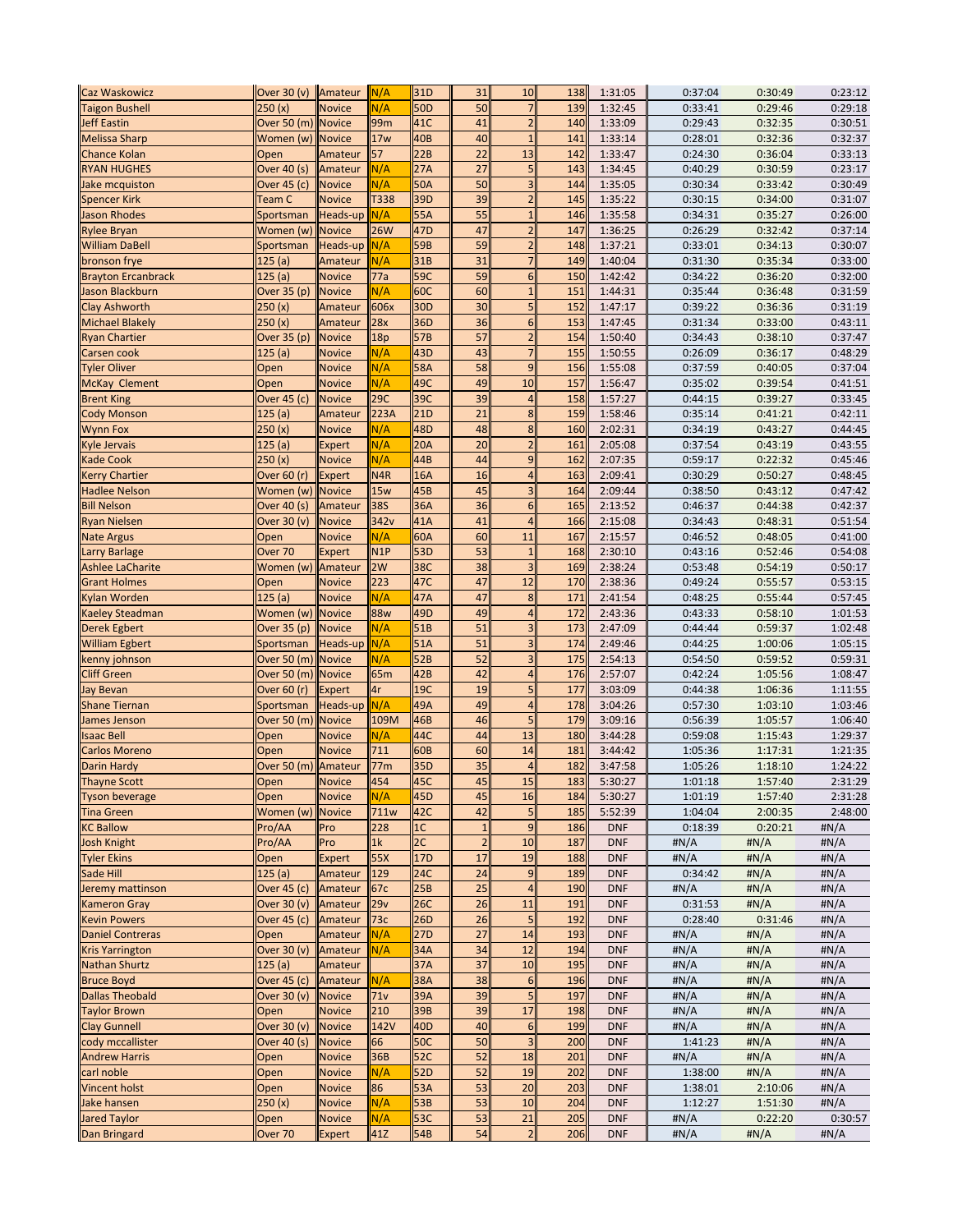| | | | | | | | | | | | |
|---|---|---|---|---|---|---|---|---|---|---|---|
| Caz Waskowicz | Over 30 (v) | Amateur | N/A | 31D | 31 | 10 | 138 | 1:31:05 | 0:37:04 | 0:30:49 | 0:23:12 |
| Taigon Bushell | 250 (x) | Novice | N/A | 50D | 50 | 7 | 139 | 1:32:45 | 0:33:41 | 0:29:46 | 0:29:18 |
| Jeff Eastin | Over 50 (m) | Novice | 99m | 41C | 41 | 2 | 140 | 1:33:09 | 0:29:43 | 0:32:35 | 0:30:51 |
| Melissa Sharp | Women (w) | Novice | 17w | 40B | 40 | 1 | 141 | 1:33:14 | 0:28:01 | 0:32:36 | 0:32:37 |
| Chance Kolan | Open | Amateur | 57 | 22B | 22 | 13 | 142 | 1:33:47 | 0:24:30 | 0:36:04 | 0:33:13 |
| RYAN HUGHES | Over 40 (s) | Amateur | N/A | 27A | 27 | 5 | 143 | 1:34:45 | 0:40:29 | 0:30:59 | 0:23:17 |
| Jake mcquiston | Over 45 (c) | Novice | N/A | 50A | 50 | 3 | 144 | 1:35:05 | 0:30:34 | 0:33:42 | 0:30:49 |
| Spencer Kirk | Team C | Novice | T338 | 39D | 39 | 2 | 145 | 1:35:22 | 0:30:15 | 0:34:00 | 0:31:07 |
| Jason Rhodes | Sportsman | Heads-up | N/A | 55A | 55 | 1 | 146 | 1:35:58 | 0:34:31 | 0:35:27 | 0:26:00 |
| Rylee Bryan | Women (w) | Novice | 26W | 47D | 47 | 2 | 147 | 1:36:25 | 0:26:29 | 0:32:42 | 0:37:14 |
| William DaBell | Sportsman | Heads-up | N/A | 59B | 59 | 2 | 148 | 1:37:21 | 0:33:01 | 0:34:13 | 0:30:07 |
| bronson frye | 125 (a) | Amateur | N/A | 31B | 31 | 7 | 149 | 1:40:04 | 0:31:30 | 0:35:34 | 0:33:00 |
| Brayton Ercanbrack | 125 (a) | Novice | 77a | 59C | 59 | 6 | 150 | 1:42:42 | 0:34:22 | 0:36:20 | 0:32:00 |
| Jason Blackburn | Over 35 (p) | Novice | N/A | 60C | 60 | 1 | 151 | 1:44:31 | 0:35:44 | 0:36:48 | 0:31:59 |
| Clay Ashworth | 250 (x) | Amateur | 606x | 30D | 30 | 5 | 152 | 1:47:17 | 0:39:22 | 0:36:36 | 0:31:19 |
| Michael Blakely | 250 (x) | Amateur | 28x | 36D | 36 | 6 | 153 | 1:47:45 | 0:31:34 | 0:33:00 | 0:43:11 |
| Ryan Chartier | Over 35 (p) | Novice | 18p | 57B | 57 | 2 | 154 | 1:50:40 | 0:34:43 | 0:38:10 | 0:37:47 |
| Carsen cook | 125 (a) | Novice | N/A | 43D | 43 | 7 | 155 | 1:50:55 | 0:26:09 | 0:36:17 | 0:48:29 |
| Tyler Oliver | Open | Novice | N/A | 58A | 58 | 9 | 156 | 1:55:08 | 0:37:59 | 0:40:05 | 0:37:04 |
| McKay Clement | Open | Novice | N/A | 49C | 49 | 10 | 157 | 1:56:47 | 0:35:02 | 0:39:54 | 0:41:51 |
| Brent King | Over 45 (c) | Novice | 29C | 39C | 39 | 4 | 158 | 1:57:27 | 0:44:15 | 0:39:27 | 0:33:45 |
| Cody Monson | 125 (a) | Amateur | 223A | 21D | 21 | 8 | 159 | 1:58:46 | 0:35:14 | 0:41:21 | 0:42:11 |
| Wynn Fox | 250 (x) | Novice | N/A | 48D | 48 | 8 | 160 | 2:02:31 | 0:34:19 | 0:43:27 | 0:44:45 |
| Kyle Jervais | 125 (a) | Expert | N/A | 20A | 20 | 2 | 161 | 2:05:08 | 0:37:54 | 0:43:19 | 0:43:55 |
| Kade Cook | 250 (x) | Novice | N/A | 44B | 44 | 9 | 162 | 2:07:35 | 0:59:17 | 0:22:32 | 0:45:46 |
| Kerry Chartier | Over 60 (r) | Expert | N4R | 16A | 16 | 4 | 163 | 2:09:41 | 0:30:29 | 0:50:27 | 0:48:45 |
| Hadlee Nelson | Women (w) | Novice | 15w | 45B | 45 | 3 | 164 | 2:09:44 | 0:38:50 | 0:43:12 | 0:47:42 |
| Bill Nelson | Over 40 (s) | Amateur | 38S | 36A | 36 | 6 | 165 | 2:13:52 | 0:46:37 | 0:44:38 | 0:42:37 |
| Ryan Nielsen | Over 30 (v) | Novice | 342v | 41A | 41 | 4 | 166 | 2:15:08 | 0:34:43 | 0:48:31 | 0:51:54 |
| Nate Argus | Open | Novice | N/A | 60A | 60 | 11 | 167 | 2:15:57 | 0:46:52 | 0:48:05 | 0:41:00 |
| Larry Barlage | Over 70 | Expert | N1P | 53D | 53 | 1 | 168 | 2:30:10 | 0:43:16 | 0:52:46 | 0:54:08 |
| Ashlee LaCharite | Women (w) | Amateur | 2W | 38C | 38 | 3 | 169 | 2:38:24 | 0:53:48 | 0:54:19 | 0:50:17 |
| Grant Holmes | Open | Novice | 223 | 47C | 47 | 12 | 170 | 2:38:36 | 0:49:24 | 0:55:57 | 0:53:15 |
| Kylan Worden | 125 (a) | Novice | N/A | 47A | 47 | 8 | 171 | 2:41:54 | 0:48:25 | 0:55:44 | 0:57:45 |
| Kaeley Steadman | Women (w) | Novice | 88w | 49D | 49 | 4 | 172 | 2:43:36 | 0:43:33 | 0:58:10 | 1:01:53 |
| Derek Egbert | Over 35 (p) | Novice | N/A | 51B | 51 | 3 | 173 | 2:47:09 | 0:44:44 | 0:59:37 | 1:02:48 |
| William Egbert | Sportsman | Heads-up | N/A | 51A | 51 | 3 | 174 | 2:49:46 | 0:44:25 | 1:00:06 | 1:05:15 |
| kenny johnson | Over 50 (m) | Novice | N/A | 52B | 52 | 3 | 175 | 2:54:13 | 0:54:50 | 0:59:52 | 0:59:31 |
| Cliff Green | Over 50 (m) | Novice | 65m | 42B | 42 | 4 | 176 | 2:57:07 | 0:42:24 | 1:05:56 | 1:08:47 |
| Jay Bevan | Over 60 (r) | Expert | 4r | 19C | 19 | 5 | 177 | 3:03:09 | 0:44:38 | 1:06:36 | 1:11:55 |
| Shane Tiernan | Sportsman | Heads-up | N/A | 49A | 49 | 4 | 178 | 3:04:26 | 0:57:30 | 1:03:10 | 1:03:46 |
| James Jenson | Over 50 (m) | Novice | 109M | 46B | 46 | 5 | 179 | 3:09:16 | 0:56:39 | 1:05:57 | 1:06:40 |
| Isaac Bell | Open | Novice | N/A | 44C | 44 | 13 | 180 | 3:44:28 | 0:59:08 | 1:15:43 | 1:29:37 |
| Carlos Moreno | Open | Novice | 711 | 60B | 60 | 14 | 181 | 3:44:42 | 1:05:36 | 1:17:31 | 1:21:35 |
| Darin Hardy | Over 50 (m) | Amateur | 77m | 35D | 35 | 4 | 182 | 3:47:58 | 1:05:26 | 1:18:10 | 1:24:22 |
| Thayne Scott | Open | Novice | 454 | 45C | 45 | 15 | 183 | 5:30:27 | 1:01:18 | 1:57:40 | 2:31:29 |
| Tyson beverage | Open | Novice | N/A | 45D | 45 | 16 | 184 | 5:30:27 | 1:01:19 | 1:57:40 | 2:31:28 |
| Tina Green | Women (w) | Novice | 711w | 42C | 42 | 5 | 185 | 5:52:39 | 1:04:04 | 2:00:35 | 2:48:00 |
| KC Ballow | Pro/AA | Pro | 228 | 1C | 1 | 9 | 186 | DNF | 0:18:39 | 0:20:21 | #N/A |
| Josh Knight | Pro/AA | Pro | 1k | 2C | 2 | 10 | 187 | DNF | #N/A | #N/A | #N/A |
| Tyler Ekins | Open | Expert | 55X | 17D | 17 | 19 | 188 | DNF | #N/A | #N/A | #N/A |
| Sade Hill | 125 (a) | Amateur | 129 | 24C | 24 | 9 | 189 | DNF | 0:34:42 | #N/A | #N/A |
| Jeremy mattinson | Over 45 (c) | Amateur | 67c | 25B | 25 | 4 | 190 | DNF | #N/A | #N/A | #N/A |
| Kameron Gray | Over 30 (v) | Amateur | 29v | 26C | 26 | 11 | 191 | DNF | 0:31:53 | #N/A | #N/A |
| Kevin Powers | Over 45 (c) | Amateur | 73c | 26D | 26 | 5 | 192 | DNF | 0:28:40 | 0:31:46 | #N/A |
| Daniel Contreras | Open | Amateur | N/A | 27D | 27 | 14 | 193 | DNF | #N/A | #N/A | #N/A |
| Kris Yarrington | Over 30 (v) | Amateur | N/A | 34A | 34 | 12 | 194 | DNF | #N/A | #N/A | #N/A |
| Nathan Shurtz | 125 (a) | Amateur | | 37A | 37 | 10 | 195 | DNF | #N/A | #N/A | #N/A |
| Bruce Boyd | Over 45 (c) | Amateur | N/A | 38A | 38 | 6 | 196 | DNF | #N/A | #N/A | #N/A |
| Dallas Theobald | Over 30 (v) | Novice | 71v | 39A | 39 | 5 | 197 | DNF | #N/A | #N/A | #N/A |
| Taylor Brown | Open | Novice | 210 | 39B | 39 | 17 | 198 | DNF | #N/A | #N/A | #N/A |
| Clay Gunnell | Over 30 (v) | Novice | 142V | 40D | 40 | 6 | 199 | DNF | #N/A | #N/A | #N/A |
| cody mccallister | Over 40 (s) | Novice | 66 | 50C | 50 | 3 | 200 | DNF | 1:41:23 | #N/A | #N/A |
| Andrew Harris | Open | Novice | 36B | 52C | 52 | 18 | 201 | DNF | #N/A | #N/A | #N/A |
| carl noble | Open | Novice | N/A | 52D | 52 | 19 | 202 | DNF | 1:38:00 | #N/A | #N/A |
| Vincent holst | Open | Novice | 86 | 53A | 53 | 20 | 203 | DNF | 1:38:01 | 2:10:06 | #N/A |
| Jake hansen | 250 (x) | Novice | N/A | 53B | 53 | 10 | 204 | DNF | 1:12:27 | 1:51:30 | #N/A |
| Jared Taylor | Open | Novice | N/A | 53C | 53 | 21 | 205 | DNF | #N/A | 0:22:20 | 0:30:57 |
| Dan Bringard | Over 70 | Expert | 41Z | 54B | 54 | 2 | 206 | DNF | #N/A | #N/A | #N/A |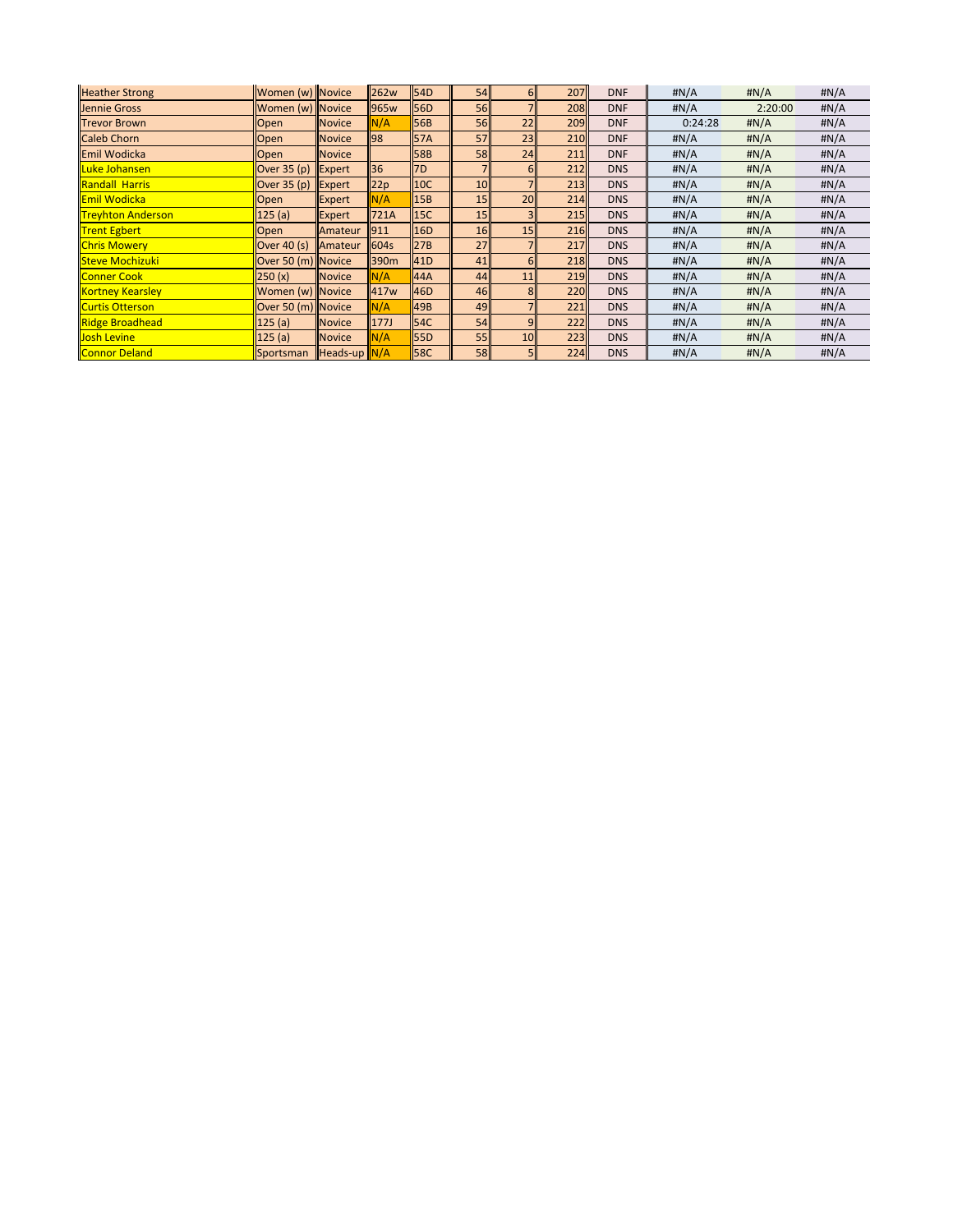| | | | | | | | | | | | |
|---|---|---|---|---|---|---|---|---|---|---|---|
| Heather Strong | Women (w) | Novice | 262w | 54D | 54 | 6 | 207 | DNF | #N/A | #N/A | #N/A |
| Jennie Gross | Women (w) | Novice | 965w | 56D | 56 | 7 | 208 | DNF | #N/A | 2:20:00 | #N/A |
| Trevor Brown | Open | Novice | N/A | 56B | 56 | 22 | 209 | DNF | 0:24:28 | #N/A | #N/A |
| Caleb Chorn | Open | Novice | 98 | 57A | 57 | 23 | 210 | DNF | #N/A | #N/A | #N/A |
| Emil Wodicka | Open | Novice | | 58B | 58 | 24 | 211 | DNF | #N/A | #N/A | #N/A |
| Luke Johansen | Over 35 (p) | Expert | 36 | 7D | 7 | 6 | 212 | DNS | #N/A | #N/A | #N/A |
| Randall Harris | Over 35 (p) | Expert | 22p | 10C | 10 | 7 | 213 | DNS | #N/A | #N/A | #N/A |
| Emil Wodicka | Open | Expert | N/A | 15B | 15 | 20 | 214 | DNS | #N/A | #N/A | #N/A |
| Treyhton Anderson | 125 (a) | Expert | 721A | 15C | 15 | 3 | 215 | DNS | #N/A | #N/A | #N/A |
| Trent Egbert | Open | Amateur | 911 | 16D | 16 | 15 | 216 | DNS | #N/A | #N/A | #N/A |
| Chris Mowery | Over 40 (s) | Amateur | 604s | 27B | 27 | 7 | 217 | DNS | #N/A | #N/A | #N/A |
| Steve Mochizuki | Over 50 (m) | Novice | 390m | 41D | 41 | 6 | 218 | DNS | #N/A | #N/A | #N/A |
| Conner Cook | 250 (x) | Novice | N/A | 44A | 44 | 11 | 219 | DNS | #N/A | #N/A | #N/A |
| Kortney Kearsley | Women (w) | Novice | 417w | 46D | 46 | 8 | 220 | DNS | #N/A | #N/A | #N/A |
| Curtis Otterson | Over 50 (m) | Novice | N/A | 49B | 49 | 7 | 221 | DNS | #N/A | #N/A | #N/A |
| Ridge Broadhead | 125 (a) | Novice | 177J | 54C | 54 | 9 | 222 | DNS | #N/A | #N/A | #N/A |
| Josh Levine | 125 (a) | Novice | N/A | 55D | 55 | 10 | 223 | DNS | #N/A | #N/A | #N/A |
| Connor Deland | Sportsman | Heads-up | N/A | 58C | 58 | 5 | 224 | DNS | #N/A | #N/A | #N/A |